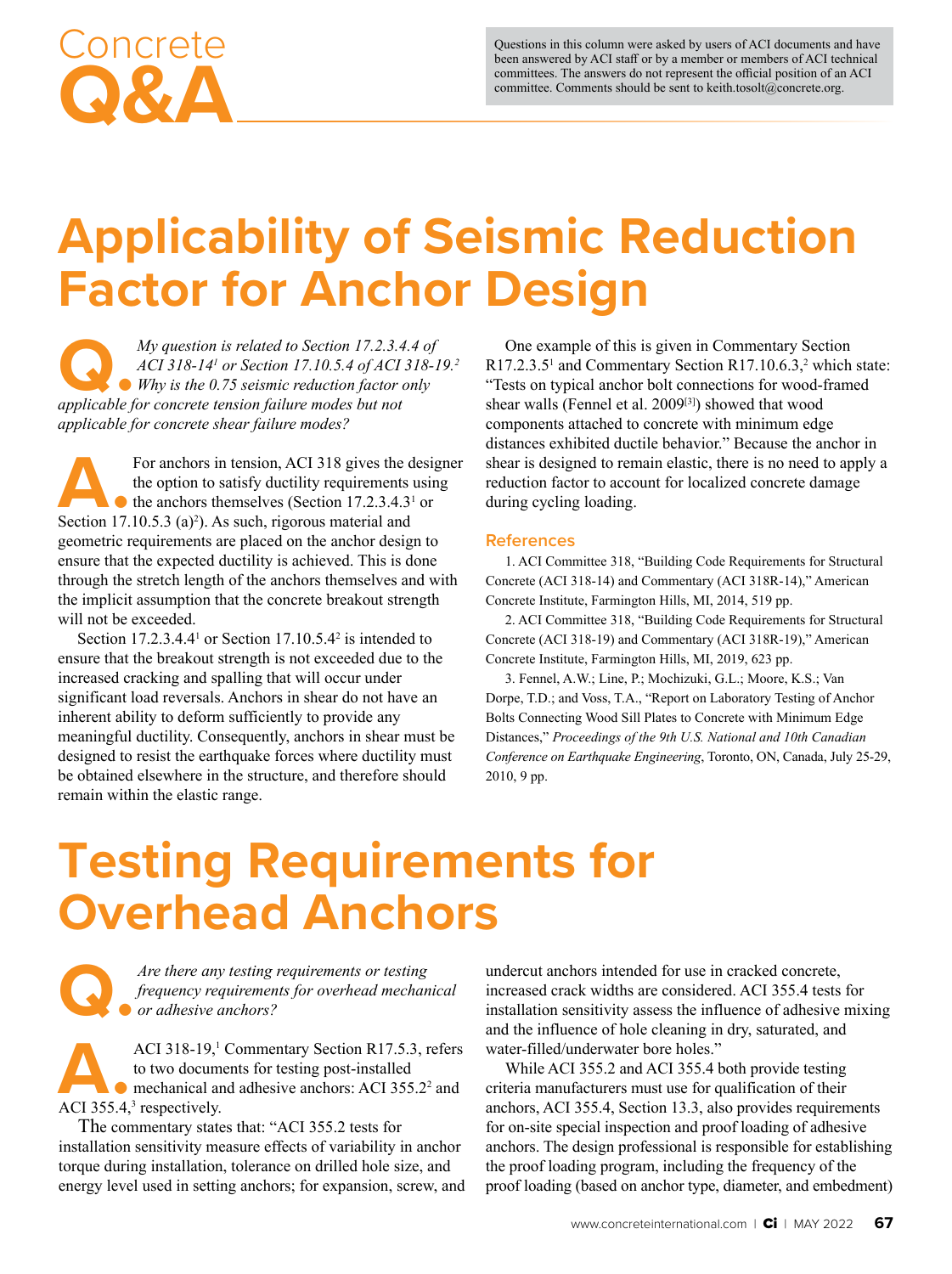# Concrete Q&A

Questions in this column were asked by users of ACI documents and have been answered by ACI staff or by a member or members of ACI technical committees. The answers do not represent the official position of an ACI committee. Comments should be sent to keith.tosolt@concrete.org.

## Applicability of Seismic Reduction Factor for Anchor Design

**Q.** *My question is related to Section 17.2.3.4.4 of ACI 318-14[1] or Section 17.10.5.4 of ACI 318-19.[2] Why is the 0.75 seismic reduction factor only applicable for concrete tension failure modes but not applicable for concrete shear failure modes?*

**A.** For anchors in tension, ACI 318 gives the designer the option to satisfy ductility requirements using the anchors themselves (Section 17.2.3.4.3[1] or Section 17.10.5.3 (a)[2]). As such, rigorous material and geometric requirements are placed on the anchor design to ensure that the expected ductility is achieved. This is done through the stretch length of the anchors themselves and with the implicit assumption that the concrete breakout strength will not be exceeded.

Section 17.2.3.4.4[1] or Section 17.10.5.4[2] is intended to ensure that the breakout strength is not exceeded due to the increased cracking and spalling that will occur under significant load reversals. Anchors in shear do not have an inherent ability to deform sufficiently to provide any meaningful ductility. Consequently, anchors in shear must be designed to resist the earthquake forces where ductility must be obtained elsewhere in the structure, and therefore should remain within the elastic range.

One example of this is given in Commentary Section R17.2.3.5[1] and Commentary Section R17.10.6.3,[2] which state: "Tests on typical anchor bolt connections for wood-framed shear walls (Fennel et al. 2009[3]) showed that wood components attached to concrete with minimum edge distances exhibited ductile behavior." Because the anchor in shear is designed to remain elastic, there is no need to apply a reduction factor to account for localized concrete damage during cycling loading.

### References

1. ACI Committee 318, "Building Code Requirements for Structural Concrete (ACI 318-14) and Commentary (ACI 318R-14)," American Concrete Institute, Farmington Hills, MI, 2014, 519 pp.

2. ACI Committee 318, "Building Code Requirements for Structural Concrete (ACI 318-19) and Commentary (ACI 318R-19)," American Concrete Institute, Farmington Hills, MI, 2019, 623 pp.

3. Fennel, A.W.; Line, P.; Mochizuki, G.L.; Moore, K.S.; Van Dorpe, T.D.; and Voss, T.A., "Report on Laboratory Testing of Anchor Bolts Connecting Wood Sill Plates to Concrete with Minimum Edge Distances," *Proceedings of the 9th U.S. National and 10th Canadian Conference on Earthquake Engineering*, Toronto, ON, Canada, July 25-29, 2010, 9 pp.

## Testing Requirements for Overhead Anchors

**Q.** *Are there any testing requirements or testing frequency requirements for overhead mechanical or adhesive anchors?*

**A.** ACI 318-19,[1] Commentary Section R17.5.3, refers to two documents for testing post-installed mechanical and adhesive anchors: ACI 355.2[2] and ACI 355.4,[3] respectively.

The commentary states that: "ACI 355.2 tests for installation sensitivity measure effects of variability in anchor torque during installation, tolerance on drilled hole size, and energy level used in setting anchors; for expansion, screw, and undercut anchors intended for use in cracked concrete, increased crack widths are considered. ACI 355.4 tests for installation sensitivity assess the influence of adhesive mixing and the influence of hole cleaning in dry, saturated, and water-filled/underwater bore holes."

While ACI 355.2 and ACI 355.4 both provide testing criteria manufacturers must use for qualification of their anchors, ACI 355.4, Section 13.3, also provides requirements for on-site special inspection and proof loading of adhesive anchors. The design professional is responsible for establishing the proof loading program, including the frequency of the proof loading (based on anchor type, diameter, and embedment)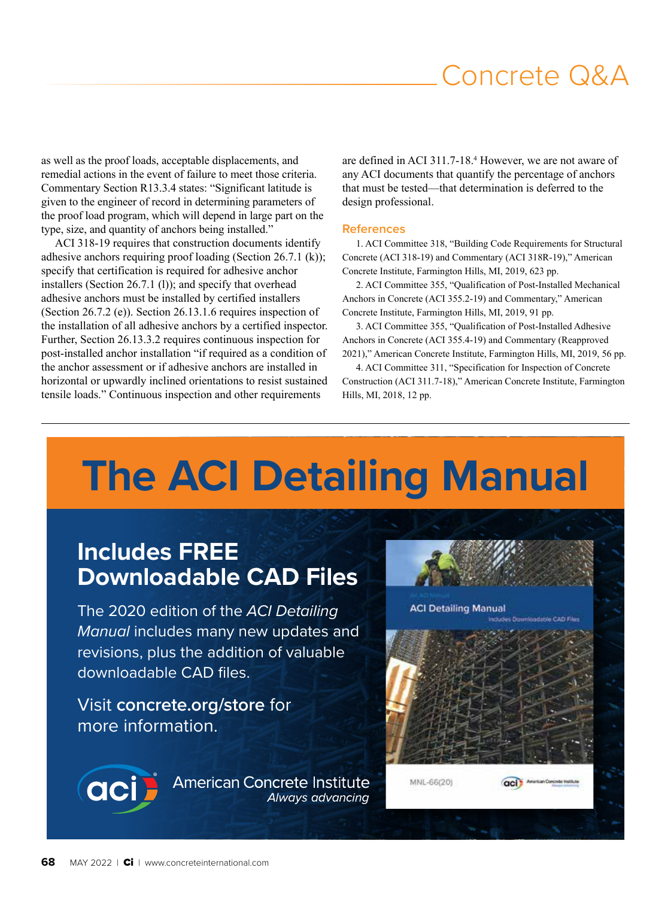as well as the proof loads, acceptable displacements, and remedial actions in the event of failure to meet those criteria. Commentary Section R13.3.4 states: "Significant latitude is given to the engineer of record in determining parameters of the proof load program, which will depend in large part on the type, size, and quantity of anchors being installed."

ACI 318-19 requires that construction documents identify adhesive anchors requiring proof loading (Section 26.7.1 (k)); specify that certification is required for adhesive anchor installers (Section 26.7.1 (l)); and specify that overhead adhesive anchors must be installed by certified installers (Section 26.7.2 (e)). Section 26.13.1.6 requires inspection of the installation of all adhesive anchors by a certified inspector. Further, Section 26.13.3.2 requires continuous inspection for post-installed anchor installation "if required as a condition of the anchor assessment or if adhesive anchors are installed in horizontal or upwardly inclined orientations to resist sustained tensile loads." Continuous inspection and other requirements are defined in ACI 311.7-18.[4] However, we are not aware of any ACI documents that quantify the percentage of anchors that must be tested—that determination is deferred to the design professional.

## References

1. ACI Committee 318, "Building Code Requirements for Structural Concrete (ACI 318-19) and Commentary (ACI 318R-19)," American Concrete Institute, Farmington Hills, MI, 2019, 623 pp.

2. ACI Committee 355, "Qualification of Post-Installed Mechanical Anchors in Concrete (ACI 355.2-19) and Commentary," American Concrete Institute, Farmington Hills, MI, 2019, 91 pp.

3. ACI Committee 355, "Qualification of Post-Installed Adhesive Anchors in Concrete (ACI 355.4-19) and Commentary (Reapproved 2021)," American Concrete Institute, Farmington Hills, MI, 2019, 56 pp.

4. ACI Committee 311, "Specification for Inspection of Concrete Construction (ACI 311.7-18)," American Concrete Institute, Farmington Hills, MI, 2018, 12 pp.

# The ACI Detailing Manual

## Includes FREE Downloadable CAD Files

The 2020 edition of the *ACI Detailing Manual* includes many new updates and revisions, plus the addition of valuable downloadable CAD files.

Visit **concrete.org/store** for more information.

American Concrete Institute
*Always advancing*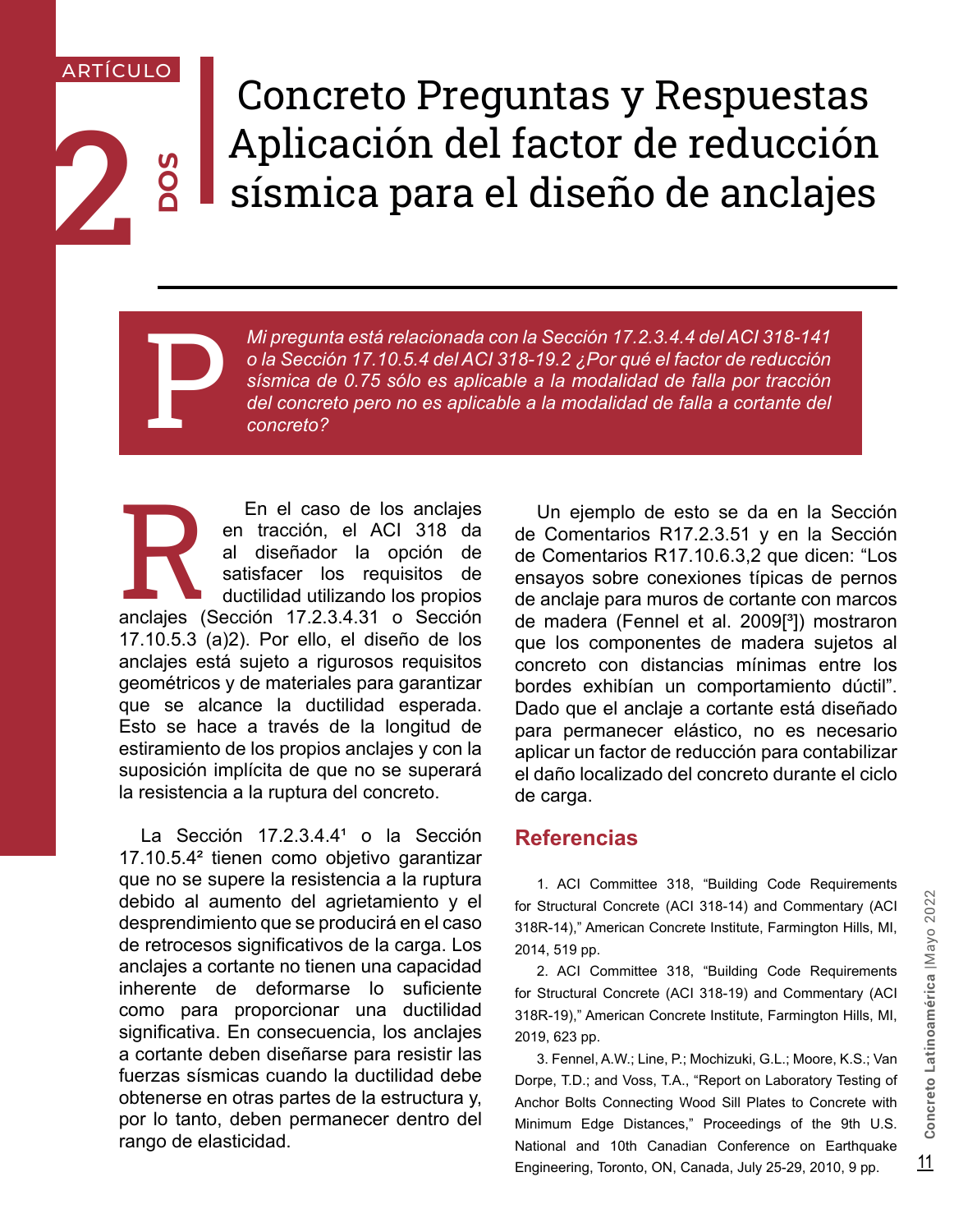ARTÍCULO

2 DOS

# Concreto Preguntas y Respuestas Aplicación del factor de reducción sísmica para el diseño de anclajes

**P** *Mi pregunta está relacionada con la Sección 17.2.3.4.4 del ACI 318-14[1] o la Sección 17.10.5.4 del ACI 318-19.[2] ¿Por qué el factor de reducción sísmica de 0.75 sólo es aplicable a la modalidad de falla por tracción del concreto pero no es aplicable a la modalidad de falla a cortante del concreto?*

**R** En el caso de los anclajes en tracción, el ACI 318 da al diseñador la opción de satisfacer los requisitos de ductilidad utilizando los propios anclajes (Sección 17.2.3.4.3[1] o Sección 17.10.5.3 (a)2). Por ello, el diseño de los anclajes está sujeto a rigurosos requisitos geométricos y de materiales para garantizar que se alcance la ductilidad esperada. Esto se hace a través de la longitud de estiramiento de los propios anclajes y con la suposición implícita de que no se superará la resistencia a la ruptura del concreto.

La Sección 17.2.3.4.4[1] o la Sección 17.10.5.4[2] tienen como objetivo garantizar que no se supere la resistencia a la ruptura debido al aumento del agrietamiento y el desprendimiento que se producirá en el caso de retrocesos significativos de la carga. Los anclajes a cortante no tienen una capacidad inherente de deformarse lo suficiente como para proporcionar una ductilidad significativa. En consecuencia, los anclajes a cortante deben diseñarse para resistir las fuerzas sísmicas cuando la ductilidad debe obtenerse en otras partes de la estructura y, por lo tanto, deben permanecer dentro del rango de elasticidad.

Un ejemplo de esto se da en la Sección de Comentarios R17.2.3.5[1] y en la Sección de Comentarios R17.10.6.3,2 que dicen: "Los ensayos sobre conexiones típicas de pernos de anclaje para muros de cortante con marcos de madera (Fennel et al. 2009[3]) mostraron que los componentes de madera sujetos al concreto con distancias mínimas entre los bordes exhibían un comportamiento dúctil". Dado que el anclaje a cortante está diseñado para permanecer elástico, no es necesario aplicar un factor de reducción para contabilizar el daño localizado del concreto durante el ciclo de carga.

## Referencias

1. ACI Committee 318, "Building Code Requirements for Structural Concrete (ACI 318-14) and Commentary (ACI 318R-14)," American Concrete Institute, Farmington Hills, MI, 2014, 519 pp.

2. ACI Committee 318, "Building Code Requirements for Structural Concrete (ACI 318-19) and Commentary (ACI 318R-19)," American Concrete Institute, Farmington Hills, MI, 2019, 623 pp.

3. Fennel, A.W.; Line, P.; Mochizuki, G.L.; Moore, K.S.; Van Dorpe, T.D.; and Voss, T.A., "Report on Laboratory Testing of Anchor Bolts Connecting Wood Sill Plates to Concrete with Minimum Edge Distances," Proceedings of the 9th U.S. National and 10th Canadian Conference on Earthquake Engineering, Toronto, ON, Canada, July 25-29, 2010, 9 pp.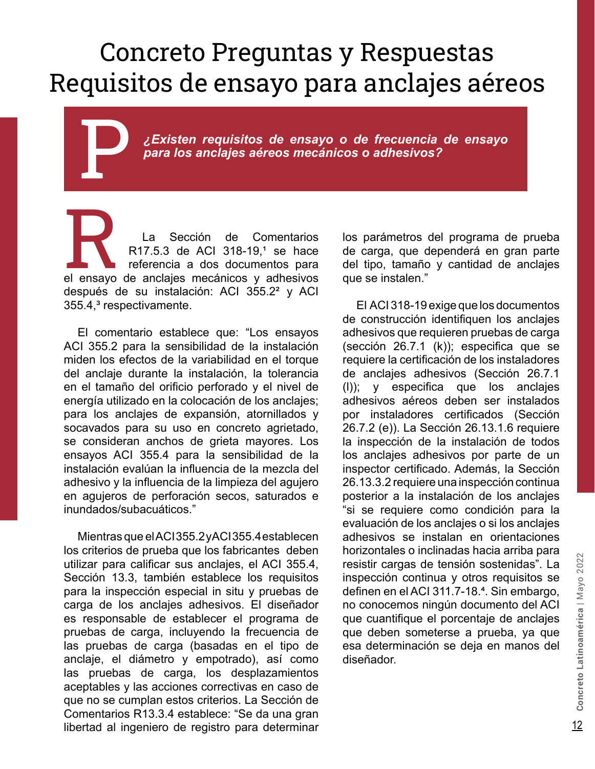# Concreto Preguntas y Respuestas Requisitos de ensayo para anclajes aéreos

**P** ***¿Existen requisitos de ensayo o de frecuencia de ensayo para los anclajes aéreos mecánicos o adhesivos?***

**R** La Sección de Comentarios R17.5.3 de ACI 318-19,[1] se hace referencia a dos documentos para el ensayo de anclajes mecánicos y adhesivos después de su instalación: ACI 355.2[2] y ACI 355.4,[3] respectivamente.

El comentario establece que: "Los ensayos ACI 355.2 para la sensibilidad de la instalación miden los efectos de la variabilidad en el torque del anclaje durante la instalación, la tolerancia en el tamaño del orificio perforado y el nivel de energía utilizado en la colocación de los anclajes; para los anclajes de expansión, atornillados y socavados para su uso en concreto agrietado, se consideran anchos de grieta mayores. Los ensayos ACI 355.4 para la sensibilidad de la instalación evalúan la influencia de la mezcla del adhesivo y la influencia de la limpieza del agujero en agujeros de perforación secos, saturados e inundados/subacuáticos."

Mientras que el ACI 355.2 y ACI 355.4 establecen los criterios de prueba que los fabricantes deben utilizar para calificar sus anclajes, el ACI 355.4, Sección 13.3, también establece los requisitos para la inspección especial in situ y pruebas de carga de los anclajes adhesivos. El diseñador es responsable de establecer el programa de pruebas de carga, incluyendo la frecuencia de las pruebas de carga (basadas en el tipo de anclaje, el diámetro y empotrado), así como las pruebas de carga, los desplazamientos aceptables y las acciones correctivas en caso de que no se cumplan estos criterios. La Sección de Comentarios R13.3.4 establece: "Se da una gran libertad al ingeniero de registro para determinar los parámetros del programa de prueba de carga, que dependerá en gran parte del tipo, tamaño y cantidad de anclajes que se instalen."

El ACI 318-19 exige que los documentos de construcción identifiquen los anclajes adhesivos que requieren pruebas de carga (sección 26.7.1 (k)); especifica que se requiere la certificación de los instaladores de anclajes adhesivos (Sección 26.7.1 (l)); y especifica que los anclajes adhesivos aéreos deben ser instalados por instaladores certificados (Sección 26.7.2 (e)). La Sección 26.13.1.6 requiere la inspección de la instalación de todos los anclajes adhesivos por parte de un inspector certificado. Además, la Sección 26.13.3.2 requiere una inspección continua posterior a la instalación de los anclajes "si se requiere como condición para la evaluación de los anclajes o si los anclajes adhesivos se instalan en orientaciones horizontales o inclinadas hacia arriba para resistir cargas de tensión sostenidas". La inspección continua y otros requisitos se definen en el ACI 311.7-18.[4]. Sin embargo, no conocemos ningún documento del ACI que cuantifique el porcentaje de anclajes que deben someterse a prueba, ya que esa determinación se deja en manos del diseñador.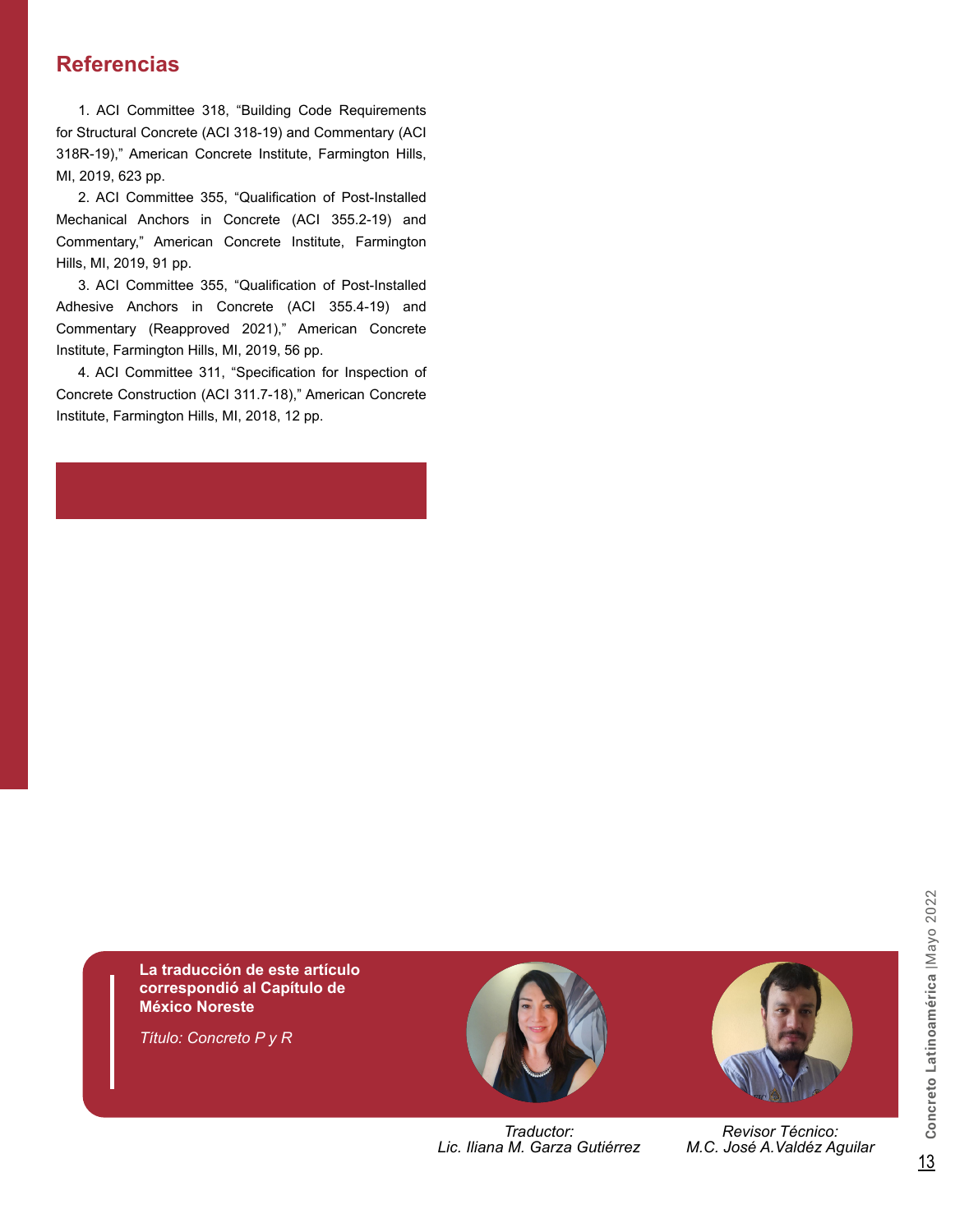## Referencias

1. ACI Committee 318, "Building Code Requirements for Structural Concrete (ACI 318-19) and Commentary (ACI 318R-19)," American Concrete Institute, Farmington Hills, MI, 2019, 623 pp.

2. ACI Committee 355, "Qualification of Post-Installed Mechanical Anchors in Concrete (ACI 355.2-19) and Commentary," American Concrete Institute, Farmington Hills, MI, 2019, 91 pp.

3. ACI Committee 355, "Qualification of Post-Installed Adhesive Anchors in Concrete (ACI 355.4-19) and Commentary (Reapproved 2021)," American Concrete Institute, Farmington Hills, MI, 2019, 56 pp.

4. ACI Committee 311, "Specification for Inspection of Concrete Construction (ACI 311.7-18)," American Concrete Institute, Farmington Hills, MI, 2018, 12 pp.

**La traducción de este artículo correspondió al Capítulo de México Noreste**

*Título: Concreto P y R*

*Traductor:*
*Lic. Iliana M. Garza Gutiérrez*

*Revisor Técnico:*
*M.C. José A.Valdéz Aguilar*